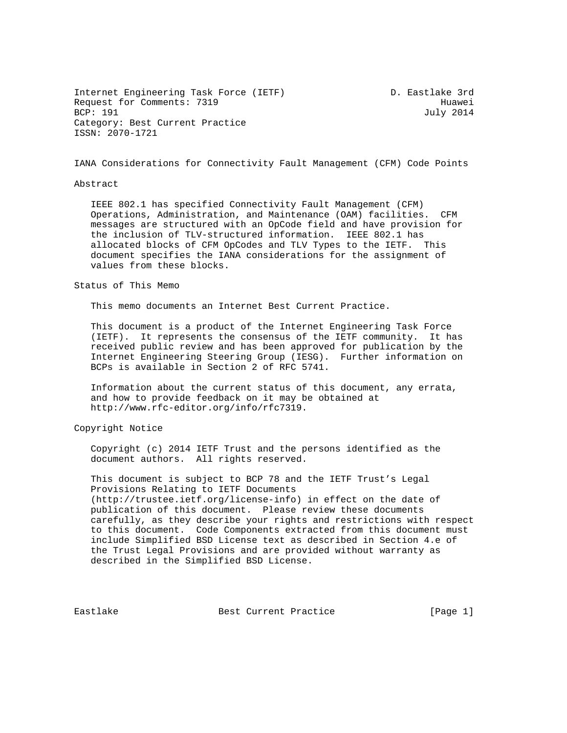Internet Engineering Task Force (IETF) D. Eastlake 3rd
Request for Comments: 7319 Huawei
BCP: 191 July 2014
Category: Best Current Practice
ISSN: 2070-1721

# IANA Considerations for Connectivity Fault Management (CFM) Code Points

## Abstract

IEEE 802.1 has specified Connectivity Fault Management (CFM) Operations, Administration, and Maintenance (OAM) facilities. CFM messages are structured with an OpCode field and have provision for the inclusion of TLV-structured information. IEEE 802.1 has allocated blocks of CFM OpCodes and TLV Types to the IETF. This document specifies the IANA considerations for the assignment of values from these blocks.

## Status of This Memo

This memo documents an Internet Best Current Practice.

This document is a product of the Internet Engineering Task Force (IETF). It represents the consensus of the IETF community. It has received public review and has been approved for publication by the Internet Engineering Steering Group (IESG). Further information on BCPs is available in Section 2 of RFC 5741.

Information about the current status of this document, any errata, and how to provide feedback on it may be obtained at http://www.rfc-editor.org/info/rfc7319.

## Copyright Notice

Copyright (c) 2014 IETF Trust and the persons identified as the document authors. All rights reserved.

This document is subject to BCP 78 and the IETF Trust's Legal Provisions Relating to IETF Documents (http://trustee.ietf.org/license-info) in effect on the date of publication of this document. Please review these documents carefully, as they describe your rights and restrictions with respect to this document. Code Components extracted from this document must include Simplified BSD License text as described in Section 4.e of the Trust Legal Provisions and are provided without warranty as described in the Simplified BSD License.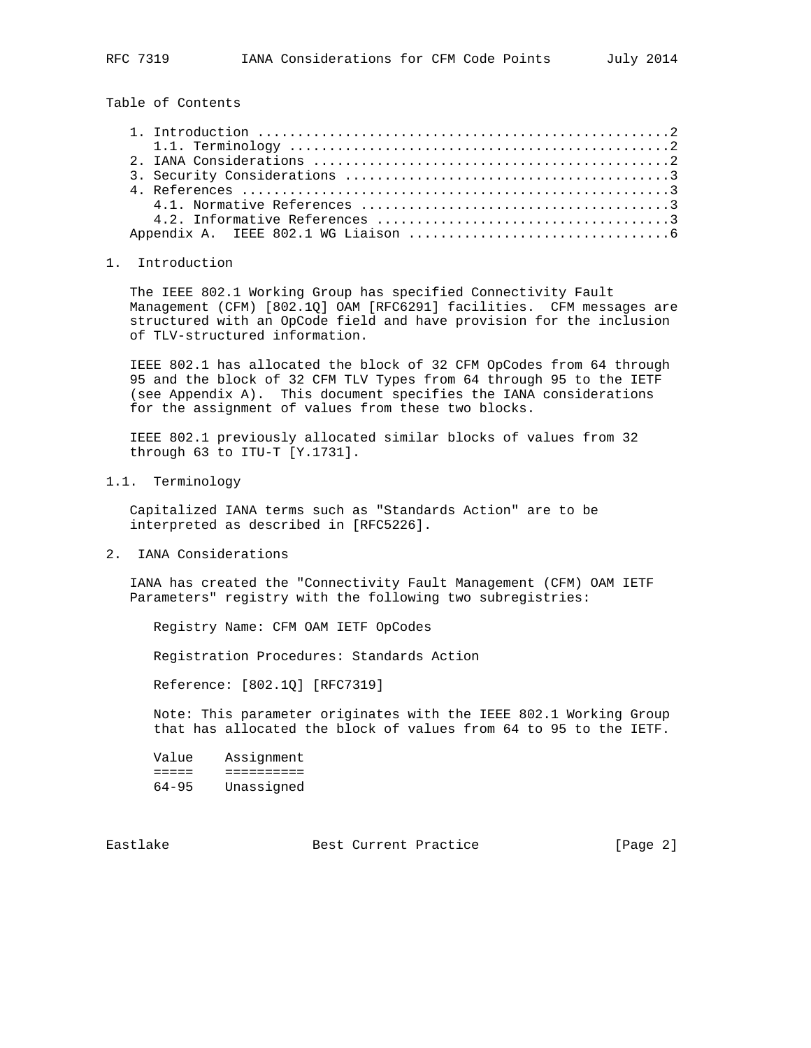Table of Contents

1. Introduction ....................................................2
   1.1. Terminology ................................................2
2. IANA Considerations .............................................2
3. Security Considerations .........................................3
4. References ......................................................3
   4.1. Normative References .......................................3
   4.2. Informative References .....................................3
Appendix A. IEEE 802.1 WG Liaison ..................................6

# 1. Introduction

The IEEE 802.1 Working Group has specified Connectivity Fault Management (CFM) [802.1Q] OAM [RFC6291] facilities. CFM messages are structured with an OpCode field and have provision for the inclusion of TLV-structured information.

IEEE 802.1 has allocated the block of 32 CFM OpCodes from 64 through 95 and the block of 32 CFM TLV Types from 64 through 95 to the IETF (see Appendix A). This document specifies the IANA considerations for the assignment of values from these two blocks.

IEEE 802.1 previously allocated similar blocks of values from 32 through 63 to ITU-T [Y.1731].

## 1.1. Terminology

Capitalized IANA terms such as "Standards Action" are to be interpreted as described in [RFC5226].

# 2. IANA Considerations

IANA has created the "Connectivity Fault Management (CFM) OAM IETF Parameters" registry with the following two subregistries:

Registry Name: CFM OAM IETF OpCodes

Registration Procedures: Standards Action

Reference: [802.1Q] [RFC7319]

Note: This parameter originates with the IEEE 802.1 Working Group that has allocated the block of values from 64 to 95 to the IETF.

| Value | Assignment |
|---|---|
| 64-95 | Unassigned |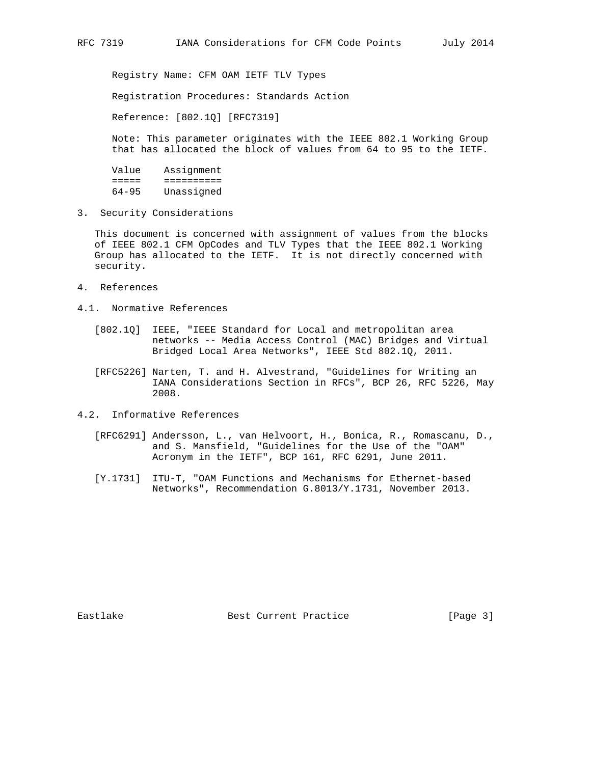Registry Name: CFM OAM IETF TLV Types

Registration Procedures: Standards Action

Reference: [802.1Q] [RFC7319]

Note: This parameter originates with the IEEE 802.1 Working Group that has allocated the block of values from 64 to 95 to the IETF.

| Value | Assignment |
|---|---|
| 64-95 | Unassigned |

## 3. Security Considerations

This document is concerned with assignment of values from the blocks of IEEE 802.1 CFM OpCodes and TLV Types that the IEEE 802.1 Working Group has allocated to the IETF. It is not directly concerned with security.

## 4. References

### 4.1. Normative References

[802.1Q] IEEE, "IEEE Standard for Local and metropolitan area networks -- Media Access Control (MAC) Bridges and Virtual Bridged Local Area Networks", IEEE Std 802.1Q, 2011.

[RFC5226] Narten, T. and H. Alvestrand, "Guidelines for Writing an IANA Considerations Section in RFCs", BCP 26, RFC 5226, May 2008.

### 4.2. Informative References

[RFC6291] Andersson, L., van Helvoort, H., Bonica, R., Romascanu, D., and S. Mansfield, "Guidelines for the Use of the "OAM" Acronym in the IETF", BCP 161, RFC 6291, June 2011.

[Y.1731] ITU-T, "OAM Functions and Mechanisms for Ethernet-based Networks", Recommendation G.8013/Y.1731, November 2013.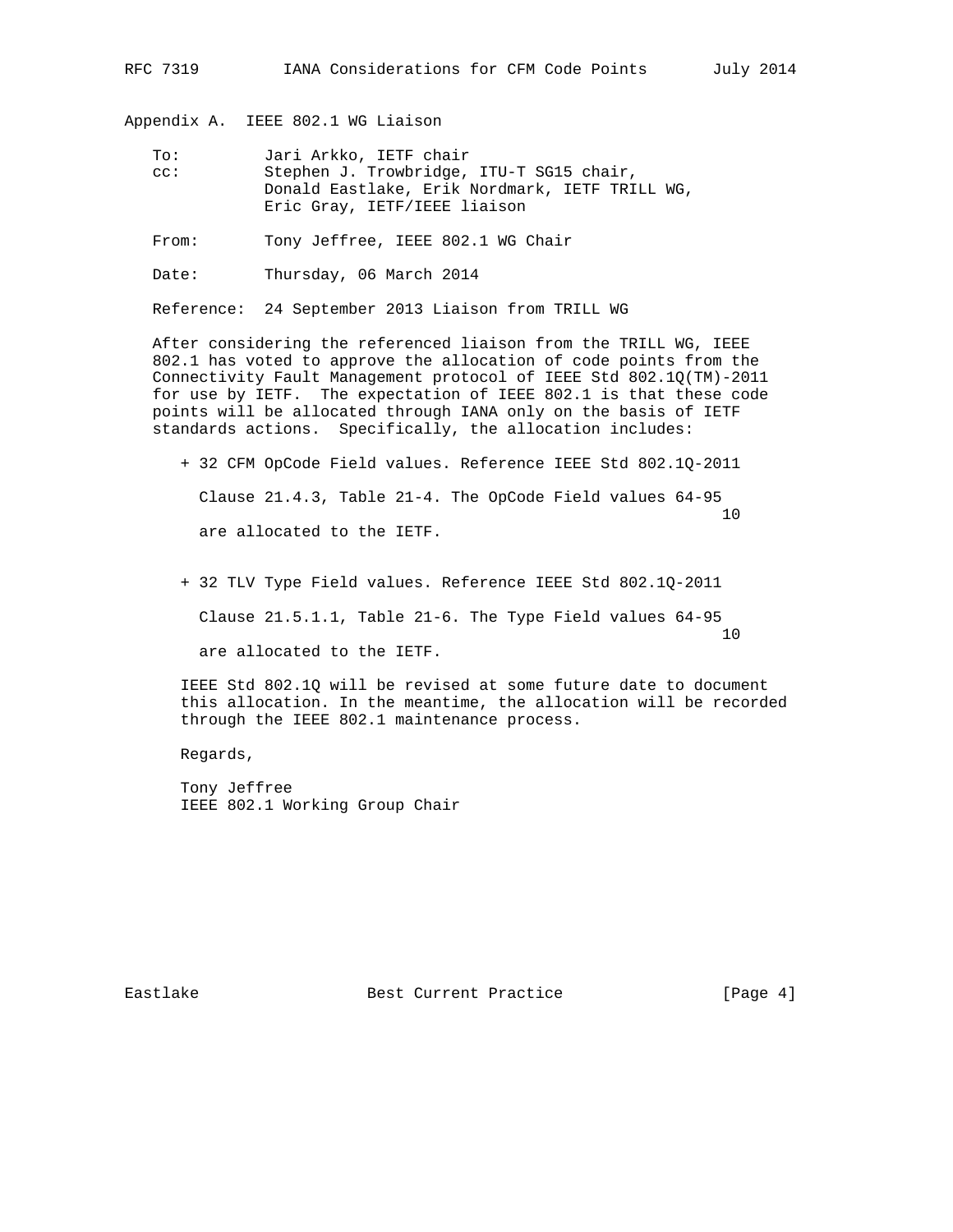## Appendix A. IEEE 802.1 WG Liaison

To: Jari Arkko, IETF chair
cc: Stephen J. Trowbridge, ITU-T SG15 chair,
Donald Eastlake, Erik Nordmark, IETF TRILL WG,
Eric Gray, IETF/IEEE liaison

From: Tony Jeffree, IEEE 802.1 WG Chair

Date: Thursday, 06 March 2014

Reference: 24 September 2013 Liaison from TRILL WG

After considering the referenced liaison from the TRILL WG, IEEE 802.1 has voted to approve the allocation of code points from the Connectivity Fault Management protocol of IEEE Std 802.1Q(TM)-2011 for use by IETF. The expectation of IEEE 802.1 is that these code points will be allocated through IANA only on the basis of IETF standards actions. Specifically, the allocation includes:

+ 32 CFM OpCode Field values. Reference IEEE Std 802.1Q-2011 Clause 21.4.3, Table 21-4. The OpCode Field values $64-95_{10}$ are allocated to the IETF.

+ 32 TLV Type Field values. Reference IEEE Std 802.1Q-2011 Clause 21.5.1.1, Table 21-6. The Type Field values $64-95_{10}$ are allocated to the IETF.

IEEE Std 802.1Q will be revised at some future date to document this allocation. In the meantime, the allocation will be recorded through the IEEE 802.1 maintenance process.

Regards,

Tony Jeffree
IEEE 802.1 Working Group Chair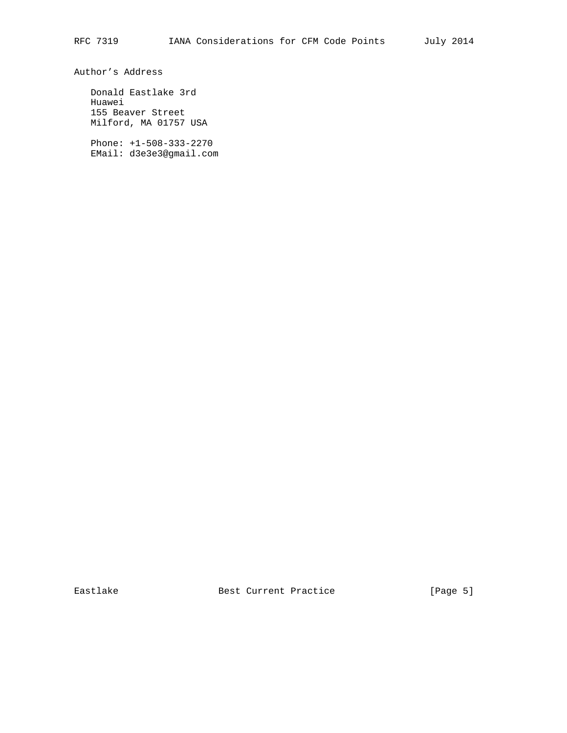## Author's Address

Donald Eastlake 3rd
Huawei
155 Beaver Street
Milford, MA 01757 USA

Phone: +1-508-333-2270
EMail: d3e3e3@gmail.com